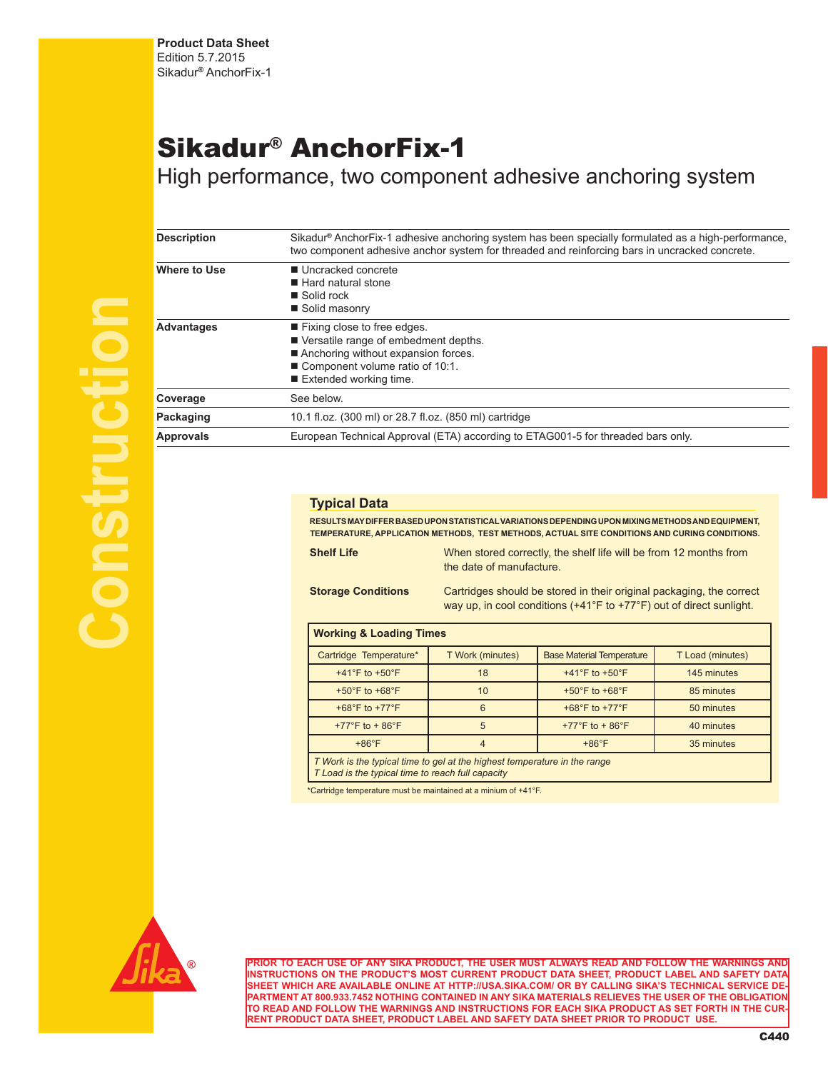**Product Data Sheet**
Edition 5.7.2015
Sikadur® AnchorFix-1

# Sikadur® AnchorFix-1

## High performance, two component adhesive anchoring system

| | |
|---|---|
| **Description** | Sikadur® AnchorFix-1 adhesive anchoring system has been specially formulated as a high-performance, two component adhesive anchor system for threaded and reinforcing bars in uncracked concrete. |
| **Where to Use** | ■ Uncracked concrete<br>■ Hard natural stone<br>■ Solid rock<br>■ Solid masonry |
| **Advantages** | ■ Fixing close to free edges.<br>■ Versatile range of embedment depths.<br>■ Anchoring without expansion forces.<br>■ Component volume ratio of 10:1.<br>■ Extended working time. |
| **Coverage** | See below. |
| **Packaging** | 10.1 fl.oz. (300 ml) or 28.7 fl.oz. (850 ml) cartridge |
| **Approvals** | European Technical Approval (ETA) according to ETAG001-5 for threaded bars only. |

### Typical Data

**RESULTS MAY DIFFER BASED UPON STATISTICAL VARIATIONS DEPENDING UPON MIXING METHODS AND EQUIPMENT, TEMPERATURE, APPLICATION METHODS, TEST METHODS, ACTUAL SITE CONDITIONS AND CURING CONDITIONS.**

**Shelf Life** When stored correctly, the shelf life will be from 12 months from the date of manufacture.

**Storage Conditions** Cartridges should be stored in their original packaging, the correct way up, in cool conditions (+41°F to +77°F) out of direct sunlight.

**Working & Loading Times**

| Cartridge Temperature* | T Work (minutes) | Base Material Temperature | T Load (minutes) |
|---|---|---|---|
| +41°F to +50°F | 18 | +41°F to +50°F | 145 minutes |
| +50°F to +68°F | 10 | +50°F to +68°F | 85 minutes |
| +68°F to +77°F | 6 | +68°F to +77°F | 50 minutes |
| +77°F to + 86°F | 5 | +77°F to + 86°F | 40 minutes |
| +86°F | 4 | +86°F | 35 minutes |

*T Work is the typical time to gel at the highest temperature in the range*
*T Load is the typical time to reach full capacity*

*Cartridge temperature must be maintained at a minium of +41°F.

**PRIOR TO EACH USE OF ANY SIKA PRODUCT, THE USER MUST ALWAYS READ AND FOLLOW THE WARNINGS AND INSTRUCTIONS ON THE PRODUCT'S MOST CURRENT PRODUCT DATA SHEET, PRODUCT LABEL AND SAFETY DATA SHEET WHICH ARE AVAILABLE ONLINE AT HTTP://USA.SIKA.COM/ OR BY CALLING SIKA'S TECHNICAL SERVICE DEPARTMENT AT 800.933.7452 NOTHING CONTAINED IN ANY SIKA MATERIALS RELIEVES THE USER OF THE OBLIGATION TO READ AND FOLLOW THE WARNINGS AND INSTRUCTIONS FOR EACH SIKA PRODUCT AS SET FORTH IN THE CURRENT PRODUCT DATA SHEET, PRODUCT LABEL AND SAFETY DATA SHEET PRIOR TO PRODUCT USE.**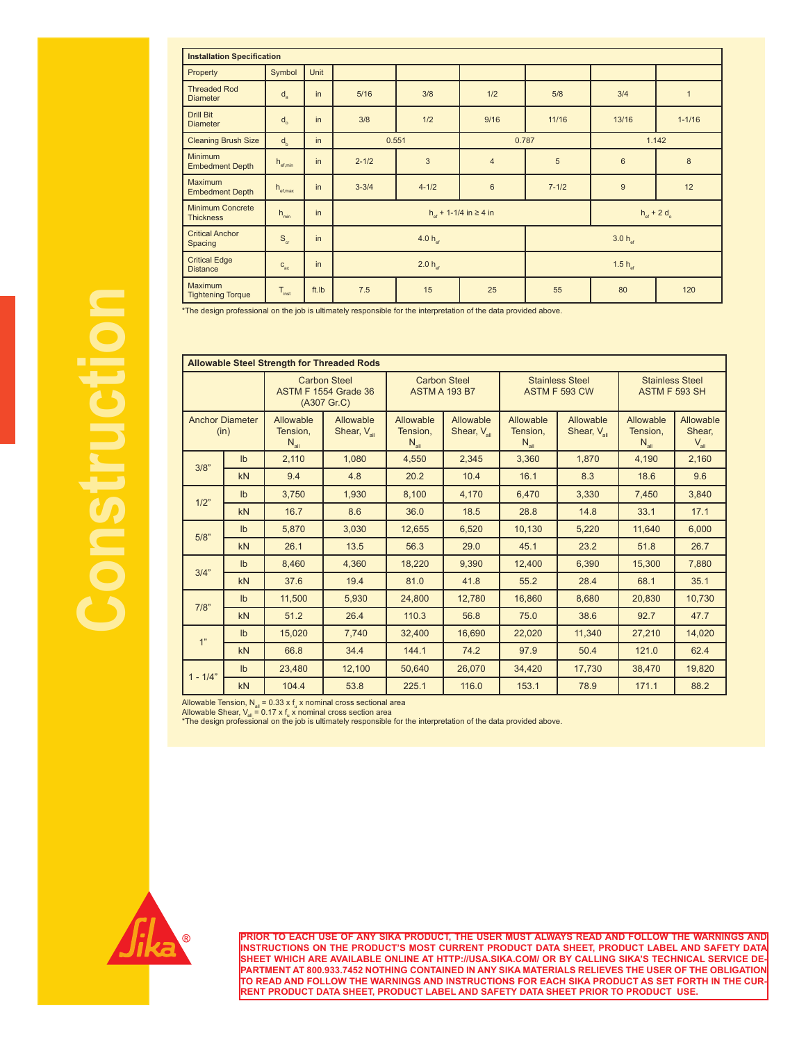**Installation Specification**

| Property | Symbol | Unit | | | | | | |
|---|---|---|---|---|---|---|---|---|
| Threaded Rod Diameter | $d_a$ | in | 5/16 | 3/8 | 1/2 | 5/8 | 3/4 | 1 |
| Drill Bit Diameter | $d_o$ | in | 3/8 | 1/2 | 9/16 | 11/16 | 13/16 | 1-1/16 |
| Cleaning Brush Size | $d_b$ | in | 0.551 | | 0.787 | | 1.142 | |
| Minimum Embedment Depth | $h_{ef,min}$ | in | 2-1/2 | 3 | 4 | 5 | 6 | 8 |
| Maximum Embedment Depth | $h_{ef,max}$ | in | 3-3/4 | 4-1/2 | 6 | 7-1/2 | 9 | 12 |
| Minimum Concrete Thickness | $h_{min}$ | in | $h_{ef}$ + 1-1/4 in ≥ 4 in | | | | $h_{ef} + 2\, d_o$ | |
| Critical Anchor Spacing | $S_{cr}$ | in | 4.0 $h_{ef}$ | | | 3.0 $h_{ef}$ | | |
| Critical Edge Distance | $c_{ac}$ | in | 2.0 $h_{ef}$ | | | 1.5 $h_{ef}$ | | |
| Maximum Tightening Torque | $T_{inst}$ | ft.lb | 7.5 | 15 | 25 | 55 | 80 | 120 |

*The design professional on the job is ultimately responsible for the interpretation of the data provided above.

**Allowable Steel Strength for Threaded Rods**

| | | Carbon Steel ASTM F 1554 Grade 36 (A307 Gr.C) | | Carbon Steel ASTM A 193 B7 | | Stainless Steel ASTM F 593 CW | | Stainless Steel ASTM F 593 SH | |
|---|---|---|---|---|---|---|---|---|---|
| Anchor Diameter (in) | | Allowable Tension, $N_{all}$ | Allowable Shear, $V_{all}$ | Allowable Tension, $N_{all}$ | Allowable Shear, $V_{all}$ | Allowable Tension, $N_{all}$ | Allowable Shear, $V_{all}$ | Allowable Tension, $N_{all}$ | Allowable Shear, $V_{all}$ |
| 3/8" | lb | 2,110 | 1,080 | 4,550 | 2,345 | 3,360 | 1,870 | 4,190 | 2,160 |
| | kN | 9.4 | 4.8 | 20.2 | 10.4 | 16.1 | 8.3 | 18.6 | 9.6 |
| 1/2" | lb | 3,750 | 1,930 | 8,100 | 4,170 | 6,470 | 3,330 | 7,450 | 3,840 |
| | kN | 16.7 | 8.6 | 36.0 | 18.5 | 28.8 | 14.8 | 33.1 | 17.1 |
| 5/8" | lb | 5,870 | 3,030 | 12,655 | 6,520 | 10,130 | 5,220 | 11,640 | 6,000 |
| | kN | 26.1 | 13.5 | 56.3 | 29.0 | 45.1 | 23.2 | 51.8 | 26.7 |
| 3/4" | lb | 8,460 | 4,360 | 18,220 | 9,390 | 12,400 | 6,390 | 15,300 | 7,880 |
| | kN | 37.6 | 19.4 | 81.0 | 41.8 | 55.2 | 28.4 | 68.1 | 35.1 |
| 7/8" | lb | 11,500 | 5,930 | 24,800 | 12,780 | 16,860 | 8,680 | 20,830 | 10,730 |
| | kN | 51.2 | 26.4 | 110.3 | 56.8 | 75.0 | 38.6 | 92.7 | 47.7 |
| 1" | lb | 15,020 | 7,740 | 32,400 | 16,690 | 22,020 | 11,340 | 27,210 | 14,020 |
| | kN | 66.8 | 34.4 | 144.1 | 74.2 | 97.9 | 50.4 | 121.0 | 62.4 |
| 1 - 1/4" | lb | 23,480 | 12,100 | 50,640 | 26,070 | 34,420 | 17,730 | 38,470 | 19,820 |
| | kN | 104.4 | 53.8 | 225.1 | 116.0 | 153.1 | 78.9 | 171.1 | 88.2 |

Allowable Tension, $N_{all} = 0.33 \times f_u$ x nominal cross sectional area
Allowable Shear, $V_{all} = 0.17 \times f_u$ x nominal cross section area
*The design professional on the job is ultimately responsible for the interpretation of the data provided above.

**PRIOR TO EACH USE OF ANY SIKA PRODUCT, THE USER MUST ALWAYS READ AND FOLLOW THE WARNINGS AND INSTRUCTIONS ON THE PRODUCT'S MOST CURRENT PRODUCT DATA SHEET, PRODUCT LABEL AND SAFETY DATA SHEET WHICH ARE AVAILABLE ONLINE AT HTTP://USA.SIKA.COM/ OR BY CALLING SIKA'S TECHNICAL SERVICE DEPARTMENT AT 800.933.7452 NOTHING CONTAINED IN ANY SIKA MATERIALS RELIEVES THE USER OF THE OBLIGATION TO READ AND FOLLOW THE WARNINGS AND INSTRUCTIONS FOR EACH SIKA PRODUCT AS SET FORTH IN THE CURRENT PRODUCT DATA SHEET, PRODUCT LABEL AND SAFETY DATA SHEET PRIOR TO PRODUCT USE.**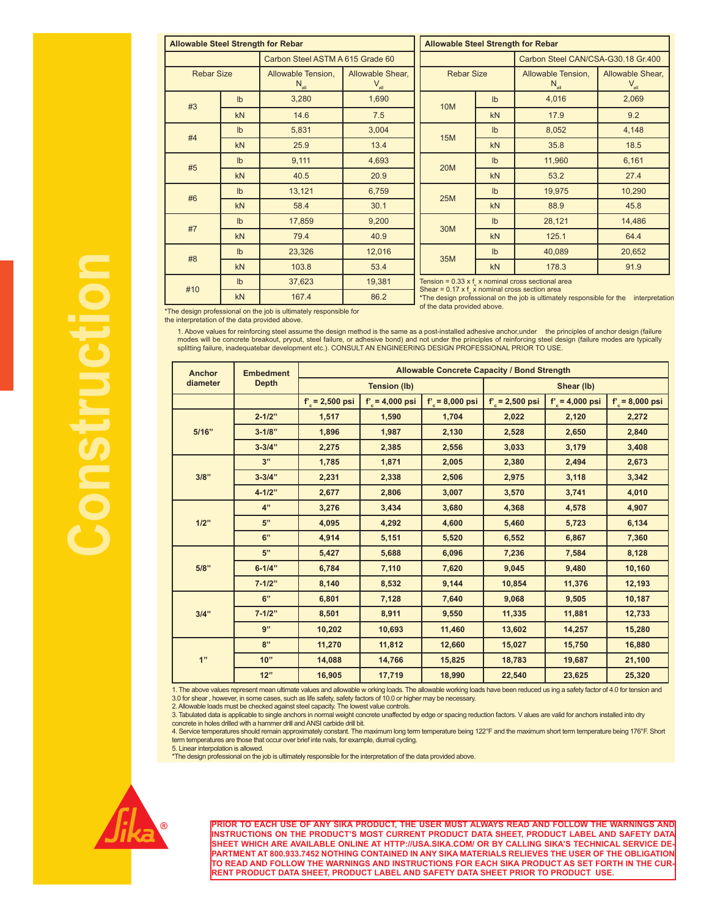| Allowable Steel Strength for Rebar | | | |
|---|---|---|---|
| | | Carbon Steel ASTM A 615 Grade 60 | |
| Rebar Size | | Allowable Tension, $N_{all}$ | Allowable Shear, $V_{all}$ |
| #3 | lb | 3,280 | 1,690 |
| | kN | 14.6 | 7.5 |
| #4 | lb | 5,831 | 3,004 |
| | kN | 25.9 | 13.4 |
| #5 | lb | 9,111 | 4,693 |
| | kN | 40.5 | 20.9 |
| #6 | lb | 13,121 | 6,759 |
| | kN | 58.4 | 30.1 |
| #7 | lb | 17,859 | 9,200 |
| | kN | 79.4 | 40.9 |
| #8 | lb | 23,326 | 12,016 |
| | kN | 103.8 | 53.4 |
| #10 | lb | 37,623 | 19,381 |
| | kN | 167.4 | 86.2 |

*The design professional on the job is ultimately responsible for the interpretation of the data provided above.

| Allowable Steel Strength for Rebar | | | |
|---|---|---|---|
| | | Carbon Steel CAN/CSA-G30.18 Gr.400 | |
| Rebar Size | | Allowable Tension, $N_{all}$ | Allowable Shear, $V_{all}$ |
| 10M | lb | 4,016 | 2,069 |
| | kN | 17.9 | 9.2 |
| 15M | lb | 8,052 | 4,148 |
| | kN | 35.8 | 18.5 |
| 20M | lb | 11,960 | 6,161 |
| | kN | 53.2 | 27.4 |
| 25M | lb | 19,975 | 10,290 |
| | kN | 88.9 | 45.8 |
| 30M | lb | 28,121 | 14,486 |
| | kN | 125.1 | 64.4 |
| 35M | lb | 40,089 | 20,652 |
| | kN | 178.3 | 91.9 |

Tension = 0.33 x $f_u$ x nominal cross sectional area
Shear = 0.17 x $f_u$ x nominal cross section area
*The design professional on the job is ultimately responsible for the interpretation of the data provided above.

1. Above values for reinforcing steel assume the design method is the same as a post-installed adhesive anchor,under the principles of anchor design (failure modes will be concrete breakout, pryout, steel failure, or adhesive bond) and not under the principles of reinforcing steel design (failure modes are typically splitting failure, inadequatebar development etc.). CONSULT AN ENGINEERING DESIGN PROFESSIONAL PRIOR TO USE.

| Anchor diameter | Embedment Depth | Allowable Concrete Capacity / Bond Strength | | | | | |
|---|---|---|---|---|---|---|---|
| | | Tension (lb) | | | Shear (lb) | | |
| | | $f'_c$ = 2,500 psi | $f'_c$ = 4,000 psi | $f'_c$ = 8,000 psi | $f'_c$ = 2,500 psi | $f'_c$ = 4,000 psi | $f'_c$ = 8,000 psi |
| 5/16" | 2-1/2" | 1,517 | 1,590 | 1,704 | 2,022 | 2,120 | 2,272 |
| | 3-1/8" | 1,896 | 1,987 | 2,130 | 2,528 | 2,650 | 2,840 |
| | 3-3/4" | 2,275 | 2,385 | 2,556 | 3,033 | 3,179 | 3,408 |
| 3/8" | 3" | 1,785 | 1,871 | 2,005 | 2,380 | 2,494 | 2,673 |
| | 3-3/4" | 2,231 | 2,338 | 2,506 | 2,975 | 3,118 | 3,342 |
| | 4-1/2" | 2,677 | 2,806 | 3,007 | 3,570 | 3,741 | 4,010 |
| 1/2" | 4" | 3,276 | 3,434 | 3,680 | 4,368 | 4,578 | 4,907 |
| | 5" | 4,095 | 4,292 | 4,600 | 5,460 | 5,723 | 6,134 |
| | 6" | 4,914 | 5,151 | 5,520 | 6,552 | 6,867 | 7,360 |
| 5/8" | 5" | 5,427 | 5,688 | 6,096 | 7,236 | 7,584 | 8,128 |
| | 6-1/4" | 6,784 | 7,110 | 7,620 | 9,045 | 9,480 | 10,160 |
| | 7-1/2" | 8,140 | 8,532 | 9,144 | 10,854 | 11,376 | 12,193 |
| 3/4" | 6" | 6,801 | 7,128 | 7,640 | 9,068 | 9,505 | 10,187 |
| | 7-1/2" | 8,501 | 8,911 | 9,550 | 11,335 | 11,881 | 12,733 |
| | 9" | 10,202 | 10,693 | 11,460 | 13,602 | 14,257 | 15,280 |
| 1" | 8" | 11,270 | 11,812 | 12,660 | 15,027 | 15,750 | 16,880 |
| | 10" | 14,088 | 14,766 | 15,825 | 18,783 | 19,687 | 21,100 |
| | 12" | 16,905 | 17,719 | 18,990 | 22,540 | 23,625 | 25,320 |

1. The above values represent mean ultimate values and allowable w orking loads. The allowable working loads have been reduced us ing a safety factor of 4.0 for tension and 3.0 for shear , however, in some cases, such as life safety, safety factors of 10.0 or higher may be necessary.
2. Allowable loads must be checked against steel capacity. The lowest value controls.
3. Tabulated data is applicable to single anchors in normal weight concrete unaffected by edge or spacing reduction factors. V alues are valid for anchors installed into dry concrete in holes drilled with a hammer drill and ANSI carbide drill bit.
4. Service temperatures should remain approximately constant. The maximum long term temperature being 122°F and the maximum short term temperature being 176°F. Short term temperatures are those that occur over brief inte rvals, for example, diurnal cycling.
5. Linear interpolation is allowed.
*The design professional on the job is ultimately responsible for the interpretation of the data provided above.

**PRIOR TO EACH USE OF ANY SIKA PRODUCT, THE USER MUST ALWAYS READ AND FOLLOW THE WARNINGS AND INSTRUCTIONS ON THE PRODUCT'S MOST CURRENT PRODUCT DATA SHEET, PRODUCT LABEL AND SAFETY DATA SHEET WHICH ARE AVAILABLE ONLINE AT HTTP://USA.SIKA.COM/ OR BY CALLING SIKA'S TECHNICAL SERVICE DEPARTMENT AT 800.933.7452 NOTHING CONTAINED IN ANY SIKA MATERIALS RELIEVES THE USER OF THE OBLIGATION TO READ AND FOLLOW THE WARNINGS AND INSTRUCTIONS FOR EACH SIKA PRODUCT AS SET FORTH IN THE CURRENT PRODUCT DATA SHEET, PRODUCT LABEL AND SAFETY DATA SHEET PRIOR TO PRODUCT USE.**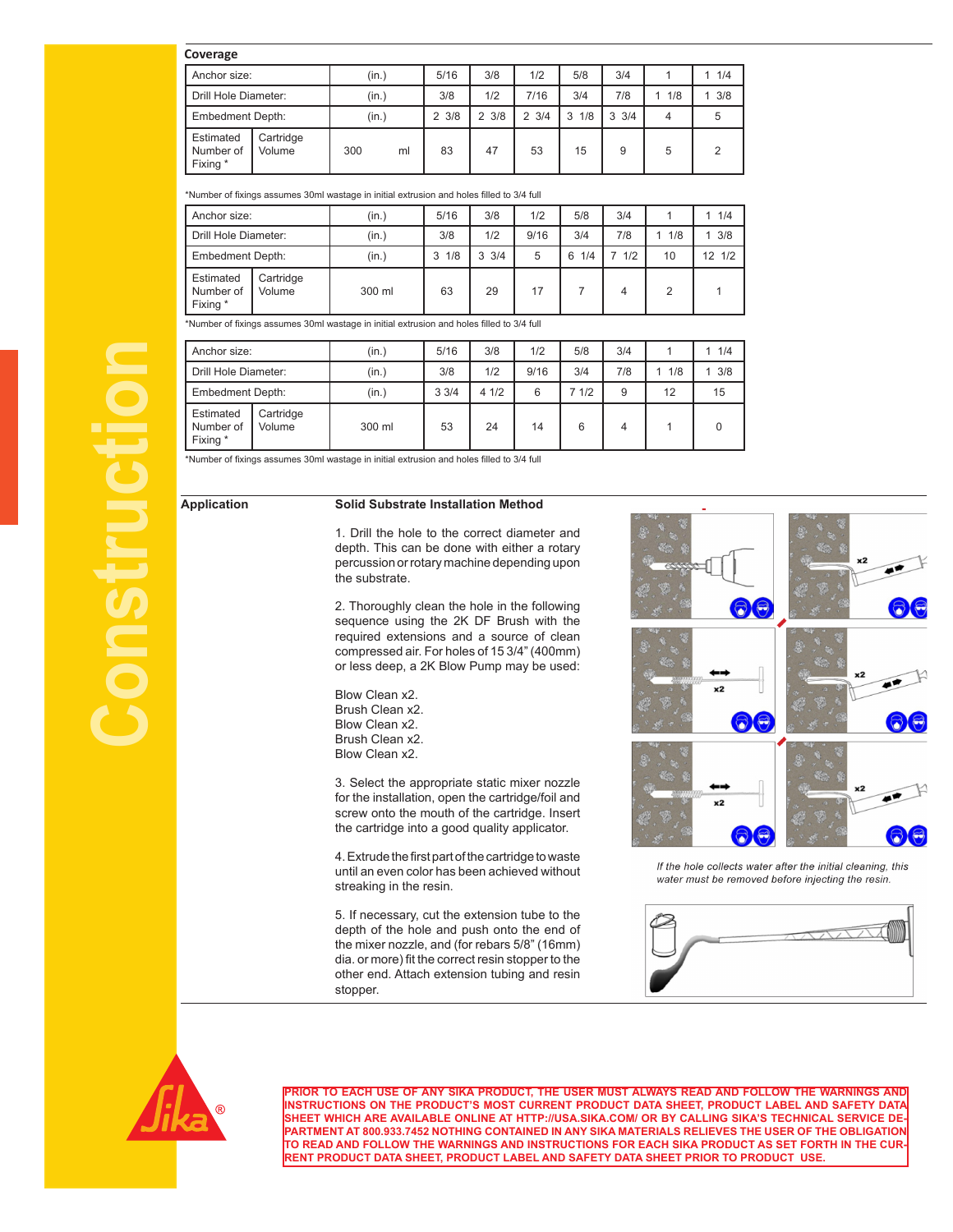## Coverage

| Anchor size: | | (in.) | 5/16 | 3/8 | 1/2 | 5/8 | 3/4 | 1 | 1 1/4 |
|---|---|---|---|---|---|---|---|---|---|
| Drill Hole Diameter: | | (in.) | 3/8 | 1/2 | 7/16 | 3/4 | 7/8 | 1 1/8 | 1 3/8 |
| Embedment Depth: | | (in.) | 2 3/8 | 2 3/8 | 2 3/4 | 3 1/8 | 3 3/4 | 4 | 5 |
| Estimated Number of Fixing * | Cartridge Volume | 300 ml | 83 | 47 | 53 | 15 | 9 | 5 | 2 |

*Number of fixings assumes 30ml wastage in initial extrusion and holes filled to 3/4 full

| Anchor size: | | (in.) | 5/16 | 3/8 | 1/2 | 5/8 | 3/4 | 1 | 1 1/4 |
|---|---|---|---|---|---|---|---|---|---|
| Drill Hole Diameter: | | (in.) | 3/8 | 1/2 | 9/16 | 3/4 | 7/8 | 1 1/8 | 1 3/8 |
| Embedment Depth: | | (in.) | 3 1/8 | 3 3/4 | 5 | 6 1/4 | 7 1/2 | 10 | 12 1/2 |
| Estimated Number of Fixing * | Cartridge Volume | 300 ml | 63 | 29 | 17 | 7 | 4 | 2 | 1 |

*Number of fixings assumes 30ml wastage in initial extrusion and holes filled to 3/4 full

| Anchor size: | | (in.) | 5/16 | 3/8 | 1/2 | 5/8 | 3/4 | 1 | 1 1/4 |
|---|---|---|---|---|---|---|---|---|---|
| Drill Hole Diameter: | | (in.) | 3/8 | 1/2 | 9/16 | 3/4 | 7/8 | 1 1/8 | 1 3/8 |
| Embedment Depth: | | (in.) | 3 3/4 | 4 1/2 | 6 | 7 1/2 | 9 | 12 | 15 |
| Estimated Number of Fixing * | Cartridge Volume | 300 ml | 53 | 24 | 14 | 6 | 4 | 1 | 0 |

*Number of fixings assumes 30ml wastage in initial extrusion and holes filled to 3/4 full

## Application

### Solid Substrate Installation Method

1. Drill the hole to the correct diameter and depth. This can be done with either a rotary percussion or rotary machine depending upon the substrate.

2. Thoroughly clean the hole in the following sequence using the 2K DF Brush with the required extensions and a source of clean compressed air. For holes of 15 3/4" (400mm) or less deep, a 2K Blow Pump may be used:

Blow Clean x2.
Brush Clean x2.
Blow Clean x2.
Brush Clean x2.
Blow Clean x2.

3. Select the appropriate static mixer nozzle for the installation, open the cartridge/foil and screw onto the mouth of the cartridge. Insert the cartridge into a good quality applicator.

4. Extrude the first part of the cartridge to waste until an even color has been achieved without streaking in the resin.

5. If necessary, cut the extension tube to the depth of the hole and push onto the end of the mixer nozzle, and (for rebars 5/8" (16mm) dia. or more) fit the correct resin stopper to the other end. Attach extension tubing and resin stopper.

*If the hole collects water after the initial cleaning, this water must be removed before injecting the resin.*

**PRIOR TO EACH USE OF ANY SIKA PRODUCT, THE USER MUST ALWAYS READ AND FOLLOW THE WARNINGS AND INSTRUCTIONS ON THE PRODUCT'S MOST CURRENT PRODUCT DATA SHEET, PRODUCT LABEL AND SAFETY DATA SHEET WHICH ARE AVAILABLE ONLINE AT HTTP://USA.SIKA.COM/ OR BY CALLING SIKA'S TECHNICAL SERVICE DEPARTMENT AT 800.933.7452 NOTHING CONTAINED IN ANY SIKA MATERIALS RELIEVES THE USER OF THE OBLIGATION TO READ AND FOLLOW THE WARNINGS AND INSTRUCTIONS FOR EACH SIKA PRODUCT AS SET FORTH IN THE CURRENT PRODUCT DATA SHEET, PRODUCT LABEL AND SAFETY DATA SHEET PRIOR TO PRODUCT USE.**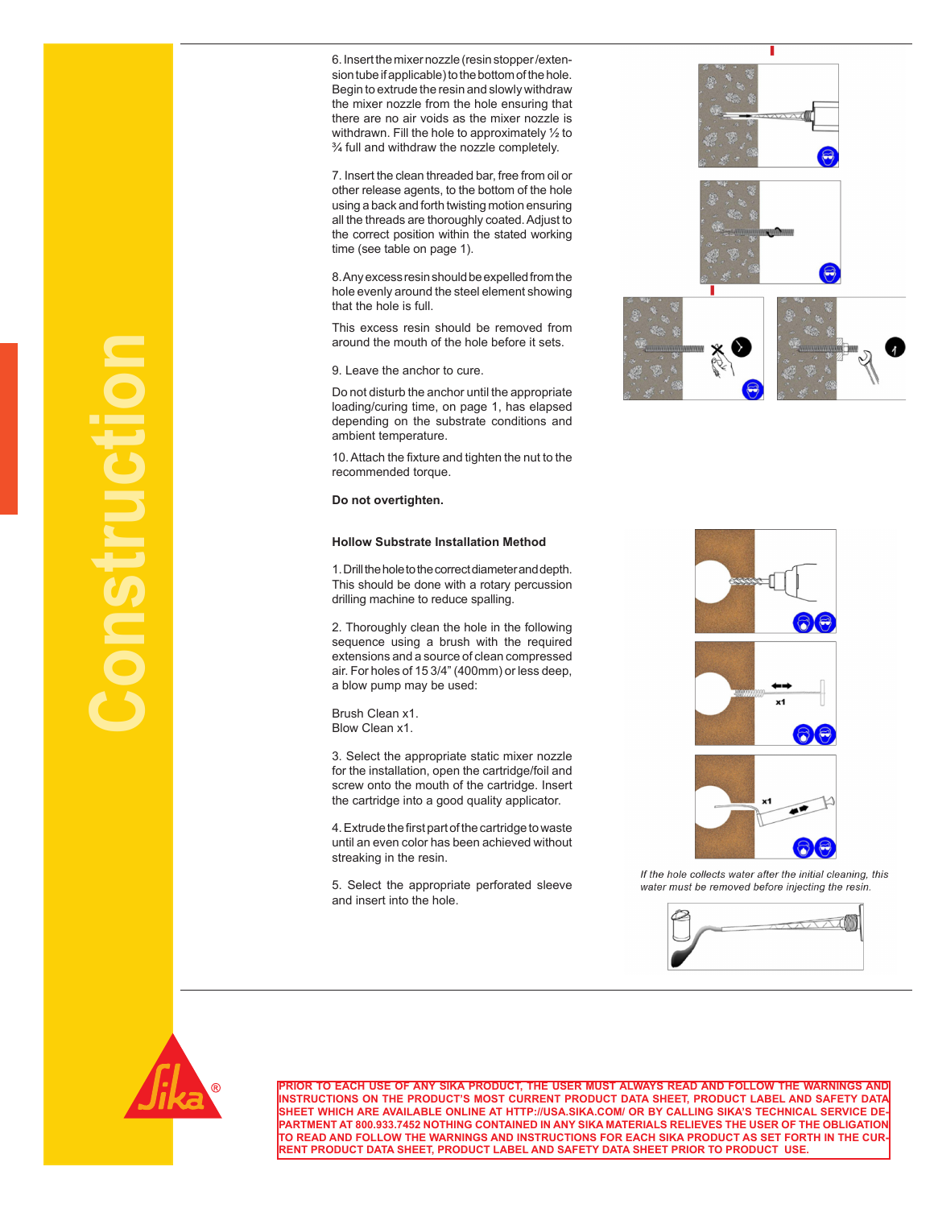6. Insert the mixer nozzle (resin stopper/extension tube if applicable) to the bottom of the hole. Begin to extrude the resin and slowly withdraw the mixer nozzle from the hole ensuring that there are no air voids as the mixer nozzle is withdrawn. Fill the hole to approximately ½ to ¾ full and withdraw the nozzle completely.

7. Insert the clean threaded bar, free from oil or other release agents, to the bottom of the hole using a back and forth twisting motion ensuring all the threads are thoroughly coated. Adjust to the correct position within the stated working time (see table on page 1).

8. Any excess resin should be expelled from the hole evenly around the steel element showing that the hole is full.

This excess resin should be removed from around the mouth of the hole before it sets.

9. Leave the anchor to cure.

Do not disturb the anchor until the appropriate loading/curing time, on page 1, has elapsed depending on the substrate conditions and ambient temperature.

10. Attach the fixture and tighten the nut to the recommended torque.

**Do not overtighten.**

**Hollow Substrate Installation Method**

1. Drill the hole to the correct diameter and depth. This should be done with a rotary percussion drilling machine to reduce spalling.

2. Thoroughly clean the hole in the following sequence using a brush with the required extensions and a source of clean compressed air. For holes of 15 3/4" (400mm) or less deep, a blow pump may be used:

Brush Clean x1.
Blow Clean x1.

3. Select the appropriate static mixer nozzle for the installation, open the cartridge/foil and screw onto the mouth of the cartridge. Insert the cartridge into a good quality applicator.

4. Extrude the first part of the cartridge to waste until an even color has been achieved without streaking in the resin.

5. Select the appropriate perforated sleeve and insert into the hole.

*If the hole collects water after the initial cleaning, this water must be removed before injecting the resin.*

**PRIOR TO EACH USE OF ANY SIKA PRODUCT, THE USER MUST ALWAYS READ AND FOLLOW THE WARNINGS AND INSTRUCTIONS ON THE PRODUCT'S MOST CURRENT PRODUCT DATA SHEET, PRODUCT LABEL AND SAFETY DATA SHEET WHICH ARE AVAILABLE ONLINE AT HTTP://USA.SIKA.COM/ OR BY CALLING SIKA'S TECHNICAL SERVICE DEPARTMENT AT 800.933.7452 NOTHING CONTAINED IN ANY SIKA MATERIALS RELIEVES THE USER OF THE OBLIGATION TO READ AND FOLLOW THE WARNINGS AND INSTRUCTIONS FOR EACH SIKA PRODUCT AS SET FORTH IN THE CURRENT PRODUCT DATA SHEET, PRODUCT LABEL AND SAFETY DATA SHEET PRIOR TO PRODUCT USE.**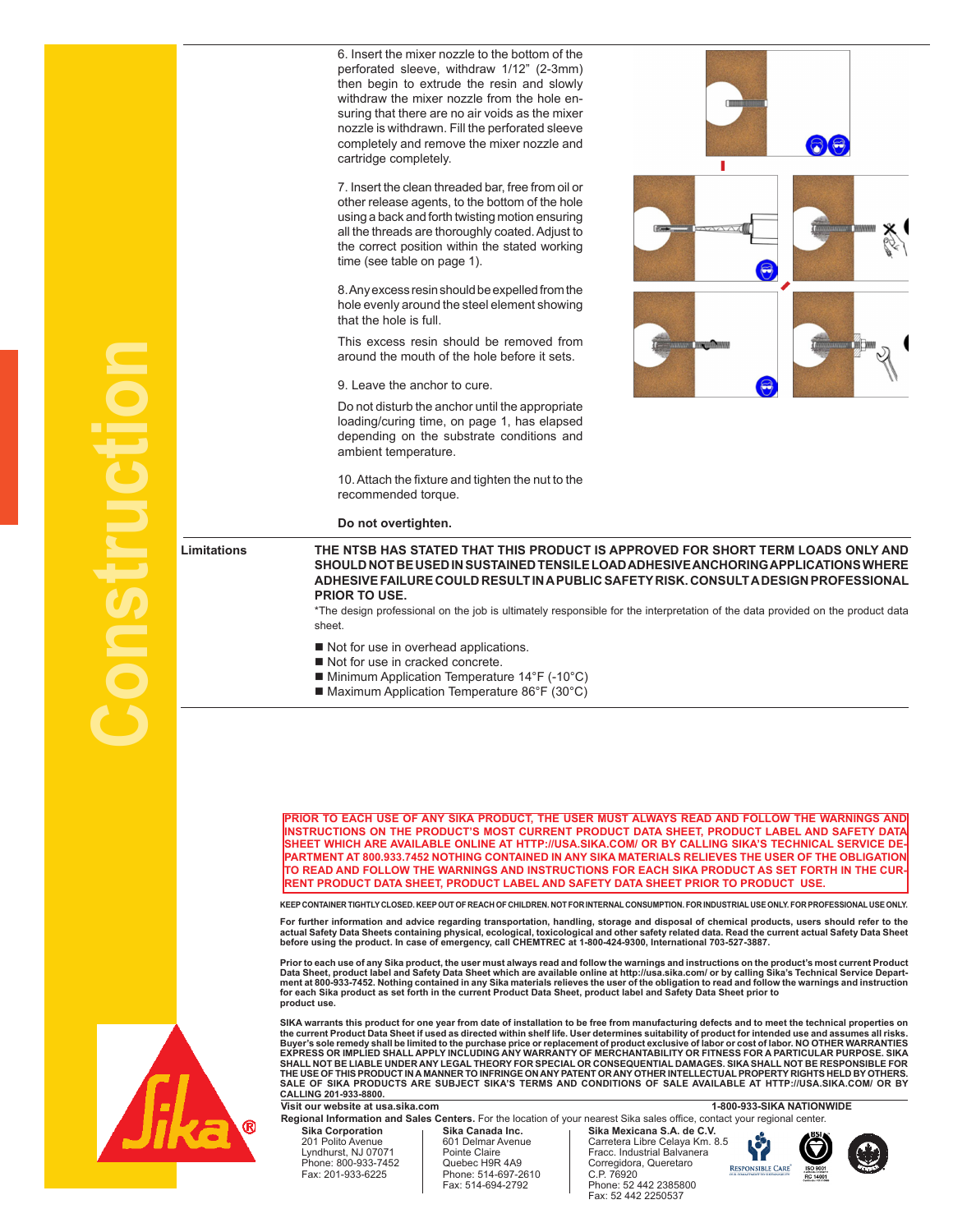6. Insert the mixer nozzle to the bottom of the perforated sleeve, withdraw 1/12" (2-3mm) then begin to extrude the resin and slowly withdraw the mixer nozzle from the hole ensuring that there are no air voids as the mixer nozzle is withdrawn. Fill the perforated sleeve completely and remove the mixer nozzle and cartridge completely.

7. Insert the clean threaded bar, free from oil or other release agents, to the bottom of the hole using a back and forth twisting motion ensuring all the threads are thoroughly coated. Adjust to the correct position within the stated working time (see table on page 1).

8. Any excess resin should be expelled from the hole evenly around the steel element showing that the hole is full.

This excess resin should be removed from around the mouth of the hole before it sets.

9. Leave the anchor to cure.

Do not disturb the anchor until the appropriate loading/curing time, on page 1, has elapsed depending on the substrate conditions and ambient temperature.

10. Attach the fixture and tighten the nut to the recommended torque.

**Do not overtighten.**

## Limitations

**THE NTSB HAS STATED THAT THIS PRODUCT IS APPROVED FOR SHORT TERM LOADS ONLY AND SHOULD NOT BE USED IN SUSTAINED TENSILE LOAD ADHESIVE ANCHORING APPLICATIONS WHERE ADHESIVE FAILURE COULD RESULT IN A PUBLIC SAFETY RISK. CONSULT A DESIGN PROFESSIONAL PRIOR TO USE.**

*The design professional on the job is ultimately responsible for the interpretation of the data provided on the product data sheet.

- Not for use in overhead applications.
- Not for use in cracked concrete.
- Minimum Application Temperature 14°F (-10°C)
- Maximum Application Temperature 86°F (30°C)

**PRIOR TO EACH USE OF ANY SIKA PRODUCT, THE USER MUST ALWAYS READ AND FOLLOW THE WARNINGS AND INSTRUCTIONS ON THE PRODUCT'S MOST CURRENT PRODUCT DATA SHEET, PRODUCT LABEL AND SAFETY DATA SHEET WHICH ARE AVAILABLE ONLINE AT HTTP://USA.SIKA.COM/ OR BY CALLING SIKA'S TECHNICAL SERVICE DEPARTMENT AT 800.933.7452 NOTHING CONTAINED IN ANY SIKA MATERIALS RELIEVES THE USER OF THE OBLIGATION TO READ AND FOLLOW THE WARNINGS AND INSTRUCTIONS FOR EACH SIKA PRODUCT AS SET FORTH IN THE CURRENT PRODUCT DATA SHEET, PRODUCT LABEL AND SAFETY DATA SHEET PRIOR TO PRODUCT USE.**

**KEEP CONTAINER TIGHTLY CLOSED. KEEP OUT OF REACH OF CHILDREN. NOT FOR INTERNAL CONSUMPTION. FOR INDUSTRIAL USE ONLY. FOR PROFESSIONAL USE ONLY.**

**For further information and advice regarding transportation, handling, storage and disposal of chemical products, users should refer to the actual Safety Data Sheets containing physical, ecological, toxicological and other safety related data. Read the current actual Safety Data Sheet before using the product. In case of emergency, call CHEMTREC at 1-800-424-9300, International 703-527-3887.**

**Prior to each use of any Sika product, the user must always read and follow the warnings and instructions on the product's most current Product Data Sheet, product label and Safety Data Sheet which are available online at http://usa.sika.com/ or by calling Sika's Technical Service Department at 800-933-7452. Nothing contained in any Sika materials relieves the user of the obligation to read and follow the warnings and instruction for each Sika product as set forth in the current Product Data Sheet, product label and Safety Data Sheet prior to product use.**

**SIKA warrants this product for one year from date of installation to be free from manufacturing defects and to meet the technical properties on the current Product Data Sheet if used as directed within shelf life. User determines suitability of product for intended use and assumes all risks. Buyer's sole remedy shall be limited to the purchase price or replacement of product exclusive of labor or cost of labor. NO OTHER WARRANTIES EXPRESS OR IMPLIED SHALL APPLY INCLUDING ANY WARRANTY OF MERCHANTABILITY OR FITNESS FOR A PARTICULAR PURPOSE. SIKA SHALL NOT BE LIABLE UNDER ANY LEGAL THEORY FOR SPECIAL OR CONSEQUENTIAL DAMAGES. SIKA SHALL NOT BE RESPONSIBLE FOR THE USE OF THIS PRODUCT IN A MANNER TO INFRINGE ON ANY PATENT OR ANY OTHER INTELLECTUAL PROPERTY RIGHTS HELD BY OTHERS. SALE OF SIKA PRODUCTS ARE SUBJECT SIKA'S TERMS AND CONDITIONS OF SALE AVAILABLE AT HTTP://USA.SIKA.COM/ OR BY CALLING 201-933-8800.**

**Visit our website at usa.sika.com** **1-800-933-SIKA NATIONWIDE**

**Regional Information and Sales Centers.** For the location of your nearest Sika sales office, contact your regional center.

| | | |
|---|---|---|
| **Sika Corporation**<br>201 Polito Avenue<br>Lyndhurst, NJ 07071<br>Phone: 800-933-7452<br>Fax: 201-933-6225 | **Sika Canada Inc.**<br>601 Delmar Avenue<br>Pointe Claire<br>Quebec H9R 4A9<br>Phone: 514-697-2610<br>Fax: 514-694-2792 | **Sika Mexicana S.A. de C.V.**<br>Carretera Libre Celaya Km. 8.5<br>Fracc. Industrial Balvanera<br>Corregidora, Queretaro<br>C.P. 76920<br>Phone: 52 442 2385800<br>Fax: 52 442 2250537 |